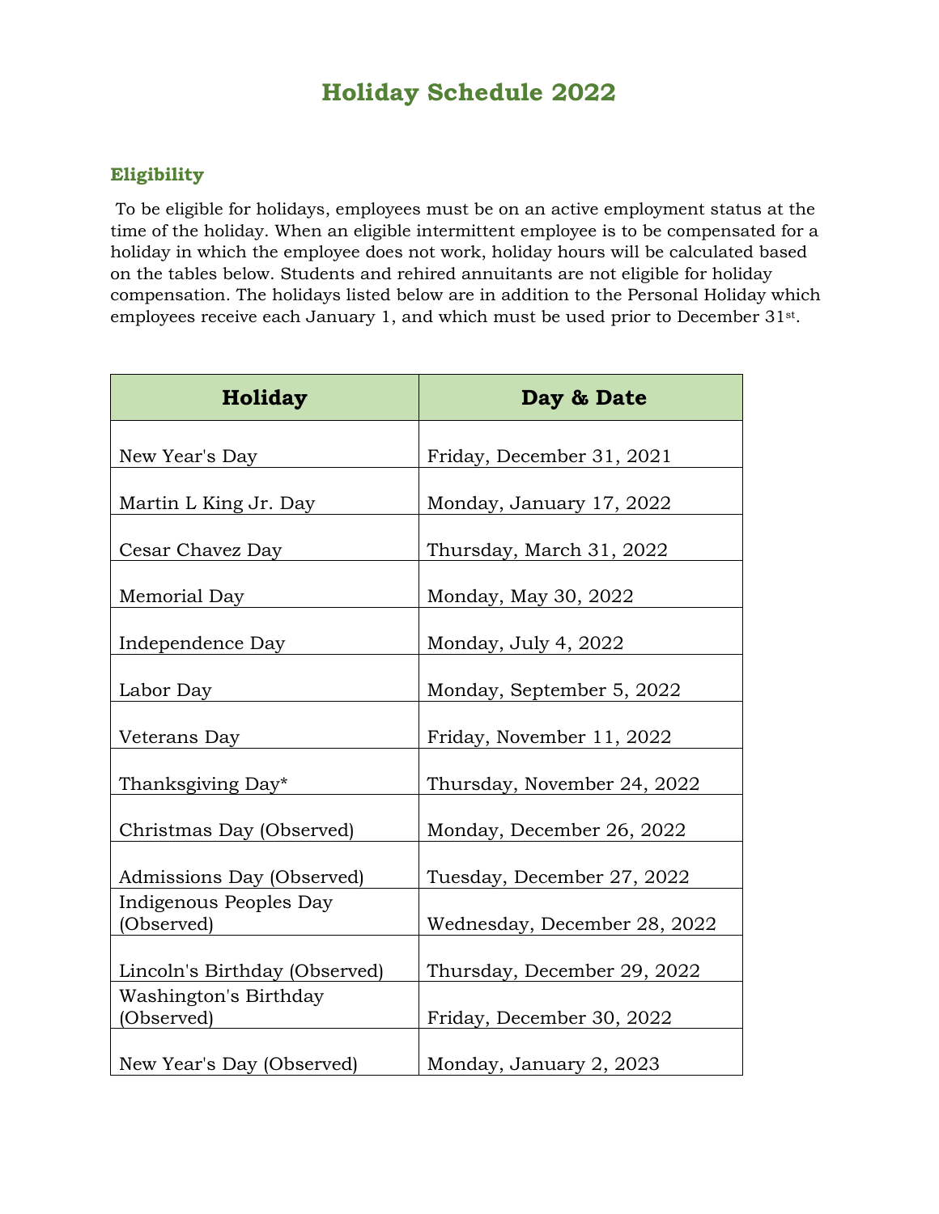# Holiday Schedule 2022

## Eligibility

To be eligible for holidays, employees must be on an active employment status at the time of the holiday. When an eligible intermittent employee is to be compensated for a holiday in which the employee does not work, holiday hours will be calculated based on the tables below. Students and rehired annuitants are not eligible for holiday compensation. The holidays listed below are in addition to the Personal Holiday which employees receive each January 1, and which must be used prior to December 31st.

| Holiday | Day & Date |
|---|---|
| New Year's Day | Friday, December 31, 2021 |
| Martin L King Jr. Day | Monday, January 17, 2022 |
| Cesar Chavez Day | Thursday, March 31, 2022 |
| Memorial Day | Monday, May 30, 2022 |
| Independence Day | Monday, July 4, 2022 |
| Labor Day | Monday, September 5, 2022 |
| Veterans Day | Friday, November 11, 2022 |
| Thanksgiving Day* | Thursday, November 24, 2022 |
| Christmas Day (Observed) | Monday, December 26, 2022 |
| Admissions Day (Observed) | Tuesday, December 27, 2022 |
| Indigenous Peoples Day (Observed) | Wednesday, December 28, 2022 |
| Lincoln's Birthday (Observed) | Thursday, December 29, 2022 |
| Washington's Birthday (Observed) | Friday, December 30, 2022 |
| New Year's Day (Observed) | Monday, January 2, 2023 |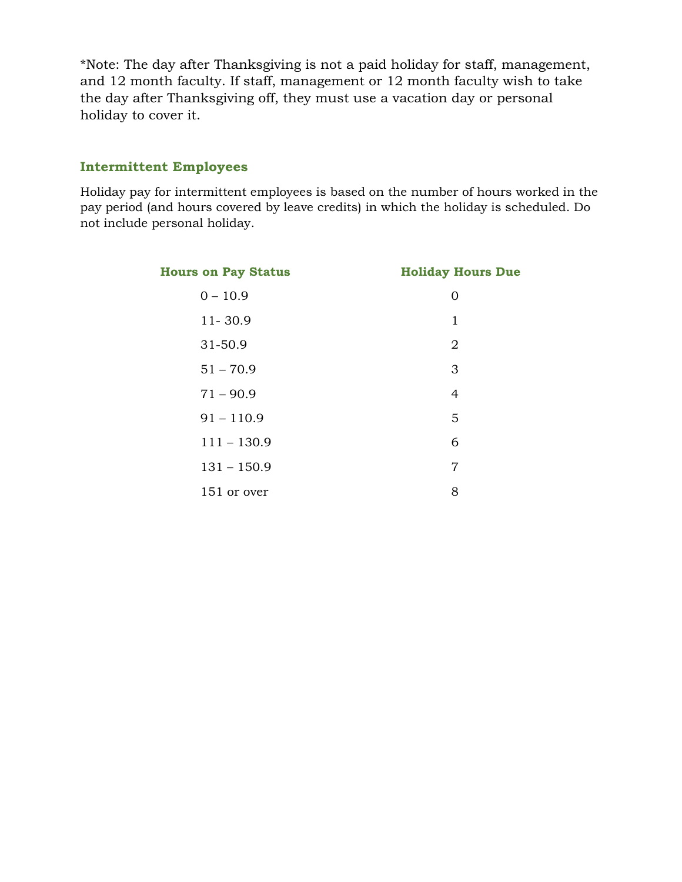*Note: The day after Thanksgiving is not a paid holiday for staff, management, and 12 month faculty. If staff, management or 12 month faculty wish to take the day after Thanksgiving off, they must use a vacation day or personal holiday to cover it.

## Intermittent Employees

Holiday pay for intermittent employees is based on the number of hours worked in the pay period (and hours covered by leave credits) in which the holiday is scheduled. Do not include personal holiday.

| Hours on Pay Status | Holiday Hours Due |
|---|---|
| 0 – 10.9 | 0 |
| 11- 30.9 | 1 |
| 31-50.9 | 2 |
| 51 – 70.9 | 3 |
| 71 – 90.9 | 4 |
| 91 – 110.9 | 5 |
| 111 – 130.9 | 6 |
| 131 – 150.9 | 7 |
| 151 or over | 8 |